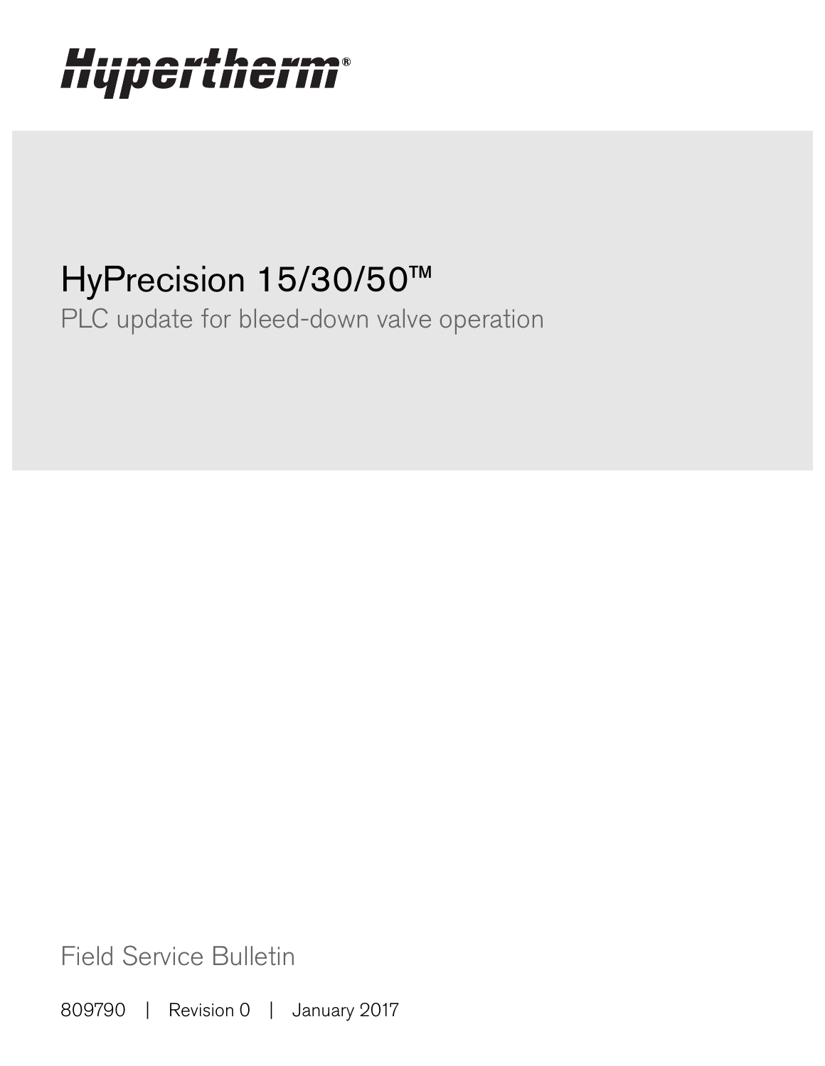Hypertherm®

# HyPrecision 15/30/50™

## PLC update for bleed-down valve operation

Field Service Bulletin

809790 | Revision 0 | January 2017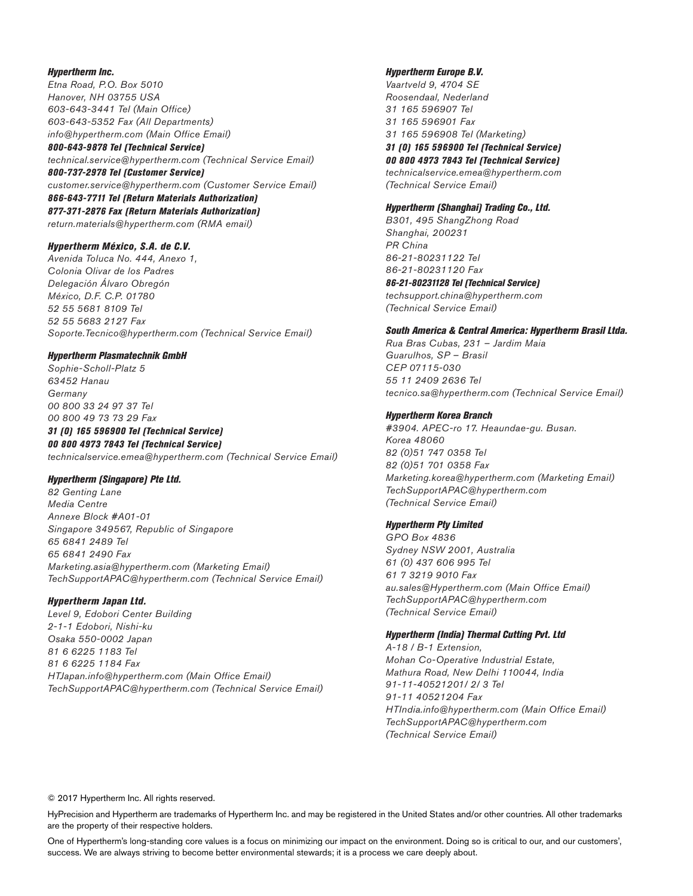***Hypertherm Inc.***
*Etna Road, P.O. Box 5010*
*Hanover, NH 03755 USA*
*603-643-3441 Tel (Main Office)*
*603-643-5352 Fax (All Departments)*
*info@hypertherm.com (Main Office Email)*
***800-643-9878 Tel (Technical Service)***
*technical.service@hypertherm.com (Technical Service Email)*
***800-737-2978 Tel (Customer Service)***
*customer.service@hypertherm.com (Customer Service Email)*
***866-643-7711 Tel (Return Materials Authorization)***
***877-371-2876 Fax (Return Materials Authorization)***
*return.materials@hypertherm.com (RMA email)*

***Hypertherm México, S.A. de C.V.***
*Avenida Toluca No. 444, Anexo 1,*
*Colonia Olivar de los Padres*
*Delegación Álvaro Obregón*
*México, D.F. C.P. 01780*
*52 55 5681 8109 Tel*
*52 55 5683 2127 Fax*
*Soporte.Tecnico@hypertherm.com (Technical Service Email)*

***Hypertherm Plasmatechnik GmbH***
*Sophie-Scholl-Platz 5*
*63452 Hanau*
*Germany*
*00 800 33 24 97 37 Tel*
*00 800 49 73 73 29 Fax*
***31 (0) 165 596900 Tel (Technical Service)***
***00 800 4973 7843 Tel (Technical Service)***
*technicalservice.emea@hypertherm.com (Technical Service Email)*

***Hypertherm (Singapore) Pte Ltd.***
*82 Genting Lane*
*Media Centre*
*Annexe Block #A01-01*
*Singapore 349567, Republic of Singapore*
*65 6841 2489 Tel*
*65 6841 2490 Fax*
*Marketing.asia@hypertherm.com (Marketing Email)*
*TechSupportAPAC@hypertherm.com (Technical Service Email)*

***Hypertherm Japan Ltd.***
*Level 9, Edobori Center Building*
*2-1-1 Edobori, Nishi-ku*
*Osaka 550-0002 Japan*
*81 6 6225 1183 Tel*
*81 6 6225 1184 Fax*
*HTJapan.info@hypertherm.com (Main Office Email)*
*TechSupportAPAC@hypertherm.com (Technical Service Email)*

***Hypertherm Europe B.V.***
*Vaartveld 9, 4704 SE*
*Roosendaal, Nederland*
*31 165 596907 Tel*
*31 165 596901 Fax*
*31 165 596908 Tel (Marketing)*
***31 (0) 165 596900 Tel (Technical Service)***
***00 800 4973 7843 Tel (Technical Service)***
*technicalservice.emea@hypertherm.com*
*(Technical Service Email)*

***Hypertherm (Shanghai) Trading Co., Ltd.***
*B301, 495 ShangZhong Road*
*Shanghai, 200231*
*PR China*
*86-21-80231122 Tel*
*86-21-80231120 Fax*
***86-21-80231128 Tel (Technical Service)***
*techsupport.china@hypertherm.com*
*(Technical Service Email)*

***South America & Central America: Hypertherm Brasil Ltda.***
*Rua Bras Cubas, 231 – Jardim Maia*
*Guarulhos, SP – Brasil*
*CEP 07115-030*
*55 11 2409 2636 Tel*
*tecnico.sa@hypertherm.com (Technical Service Email)*

***Hypertherm Korea Branch***
*#3904. APEC-ro 17. Heaundae-gu. Busan.*
*Korea 48060*
*82 (0)51 747 0358 Tel*
*82 (0)51 701 0358 Fax*
*Marketing.korea@hypertherm.com (Marketing Email)*
*TechSupportAPAC@hypertherm.com*
*(Technical Service Email)*

***Hypertherm Pty Limited***
*GPO Box 4836*
*Sydney NSW 2001, Australia*
*61 (0) 437 606 995 Tel*
*61 7 3219 9010 Fax*
*au.sales@Hypertherm.com (Main Office Email)*
*TechSupportAPAC@hypertherm.com*
*(Technical Service Email)*

***Hypertherm (India) Thermal Cutting Pvt. Ltd***
*A-18 / B-1 Extension,*
*Mohan Co-Operative Industrial Estate,*
*Mathura Road, New Delhi 110044, India*
*91-11-40521201/ 2/ 3 Tel*
*91-11 40521204 Fax*
*HTIndia.info@hypertherm.com (Main Office Email)*
*TechSupportAPAC@hypertherm.com*
*(Technical Service Email)*

© 2017 Hypertherm Inc. All rights reserved.

HyPrecision and Hypertherm are trademarks of Hypertherm Inc. and may be registered in the United States and/or other countries. All other trademarks are the property of their respective holders.

One of Hypertherm's long-standing core values is a focus on minimizing our impact on the environment. Doing so is critical to our, and our customers', success. We are always striving to become better environmental stewards; it is a process we care deeply about.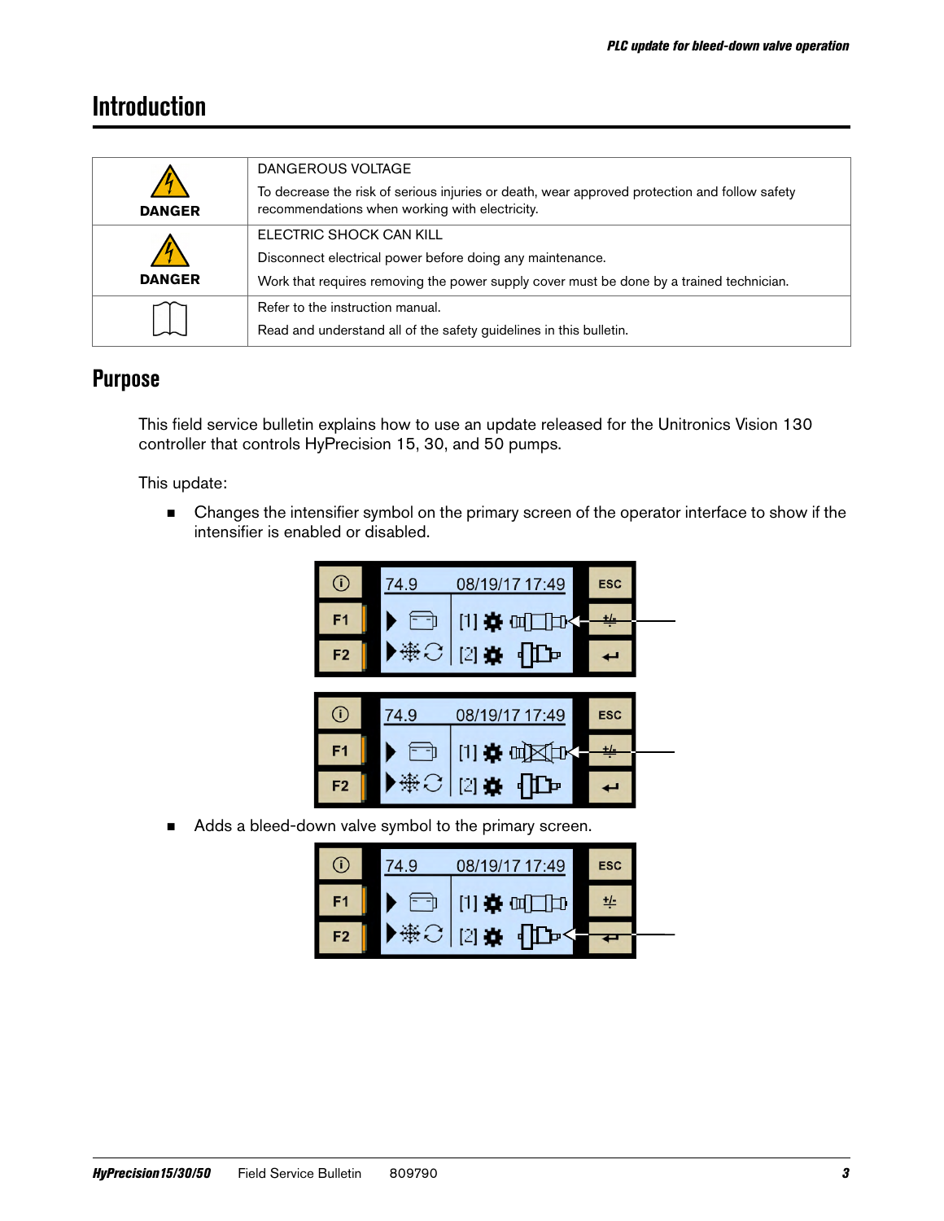# Introduction

| | |
|---|---|
| DANGER | DANGEROUS VOLTAGE<br>To decrease the risk of serious injuries or death, wear approved protection and follow safety recommendations when working with electricity. |
| DANGER | ELECTRIC SHOCK CAN KILL<br>Disconnect electrical power before doing any maintenance.<br>Work that requires removing the power supply cover must be done by a trained technician. |
| | Refer to the instruction manual.<br>Read and understand all of the safety guidelines in this bulletin. |

## Purpose

This field service bulletin explains how to use an update released for the Unitronics Vision 130 controller that controls HyPrecision 15, 30, and 50 pumps.

This update:

- Changes the intensifier symbol on the primary screen of the operator interface to show if the intensifier is enabled or disabled.
- Adds a bleed-down valve symbol to the primary screen.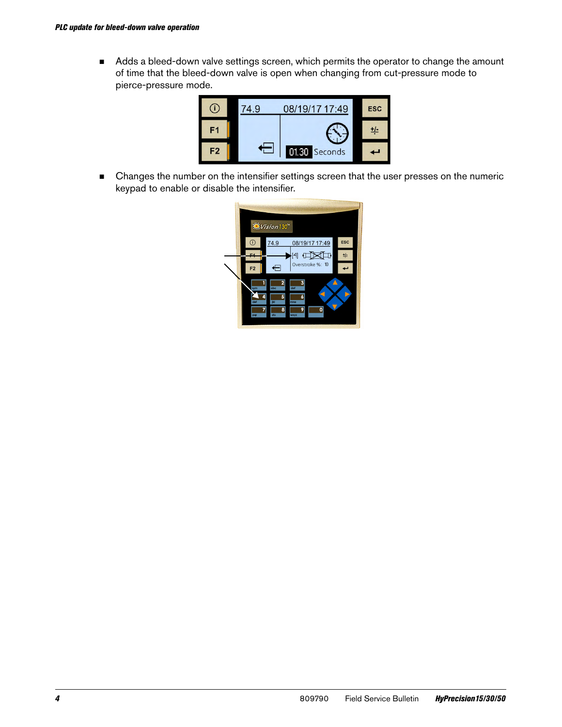- Adds a bleed-down valve settings screen, which permits the operator to change the amount of time that the bleed-down valve is open when changing from cut-pressure mode to pierce-pressure mode.

- Changes the number on the intensifier settings screen that the user presses on the numeric keypad to enable or disable the intensifier.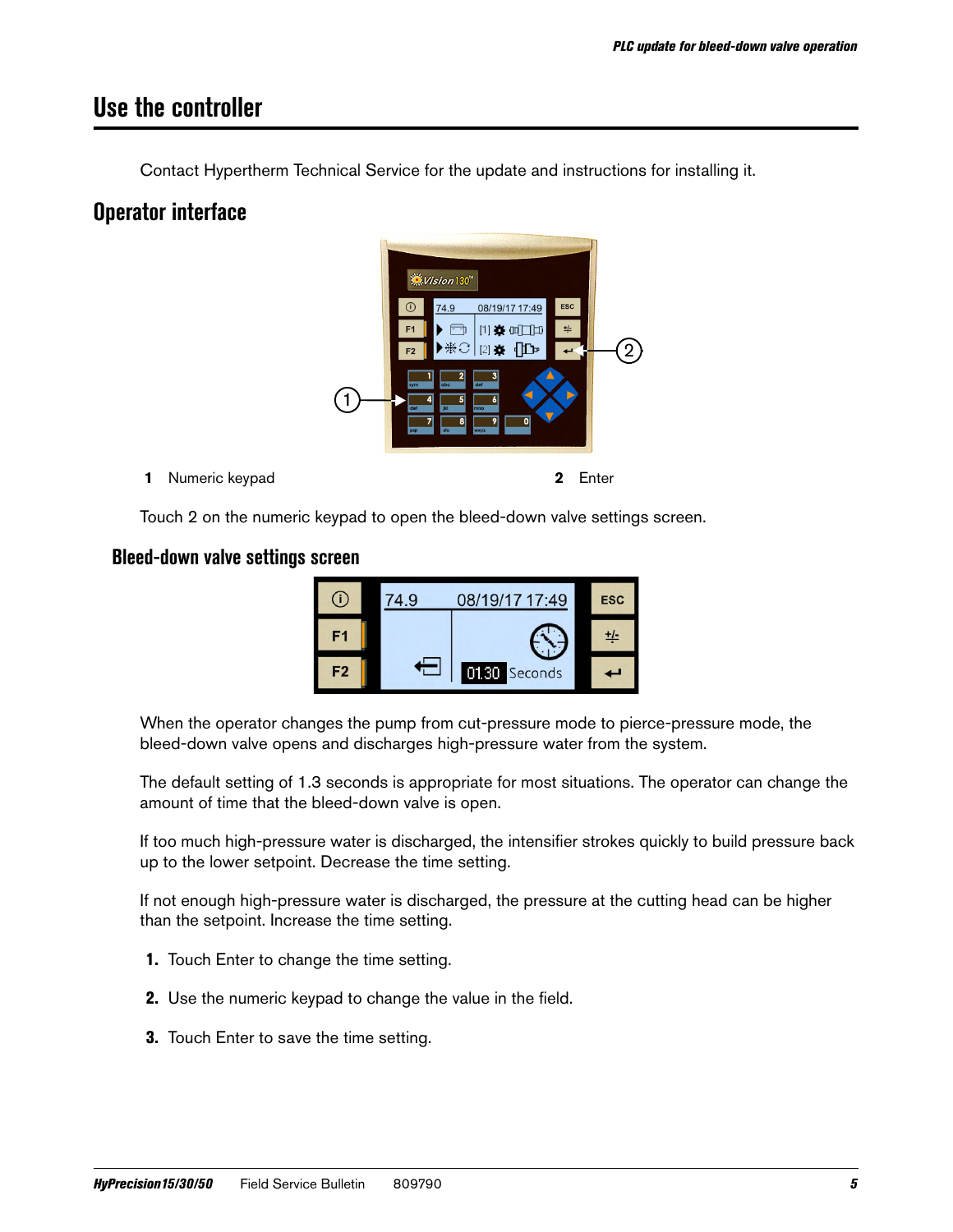# Use the controller

Contact Hypertherm Technical Service for the update and instructions for installing it.

## Operator interface

**1** Numeric keypad

**2** Enter

Touch 2 on the numeric keypad to open the bleed-down valve settings screen.

### Bleed-down valve settings screen

When the operator changes the pump from cut-pressure mode to pierce-pressure mode, the bleed-down valve opens and discharges high-pressure water from the system.

The default setting of 1.3 seconds is appropriate for most situations. The operator can change the amount of time that the bleed-down valve is open.

If too much high-pressure water is discharged, the intensifier strokes quickly to build pressure back up to the lower setpoint. Decrease the time setting.

If not enough high-pressure water is discharged, the pressure at the cutting head can be higher than the setpoint. Increase the time setting.

1. Touch Enter to change the time setting.
2. Use the numeric keypad to change the value in the field.
3. Touch Enter to save the time setting.